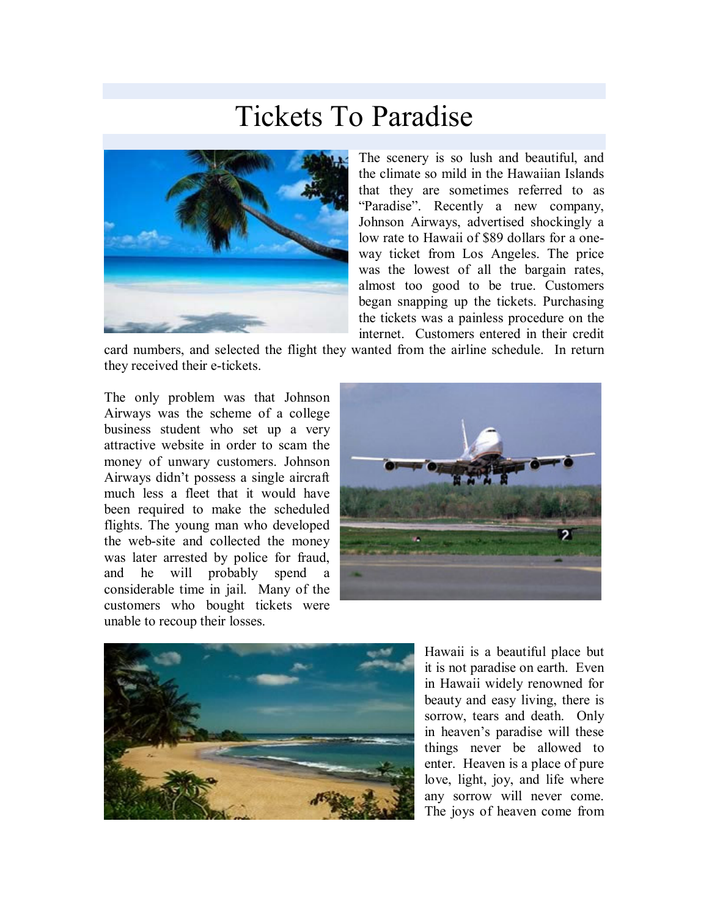# Tickets To Paradise

The scenery is so lush and beautiful, and the climate so mild in the Hawaiian Islands that they are sometimes referred to as "Paradise". Recently a new company, Johnson Airways, advertised shockingly a low rate to Hawaii of $89 dollars for a one-way ticket from Los Angeles. The price was the lowest of all the bargain rates, almost too good to be true. Customers began snapping up the tickets. Purchasing the tickets was a painless procedure on the internet. Customers entered in their credit card numbers, and selected the flight they wanted from the airline schedule. In return they received their e-tickets.

The only problem was that Johnson Airways was the scheme of a college business student who set up a very attractive website in order to scam the money of unwary customers. Johnson Airways didn't possess a single aircraft much less a fleet that it would have been required to make the scheduled flights. The young man who developed the web-site and collected the money was later arrested by police for fraud, and he will probably spend a considerable time in jail. Many of the customers who bought tickets were unable to recoup their losses.

Hawaii is a beautiful place but it is not paradise on earth. Even in Hawaii widely renowned for beauty and easy living, there is sorrow, tears and death. Only in heaven's paradise will these things never be allowed to enter. Heaven is a place of pure love, light, joy, and life where any sorrow will never come. The joys of heaven come from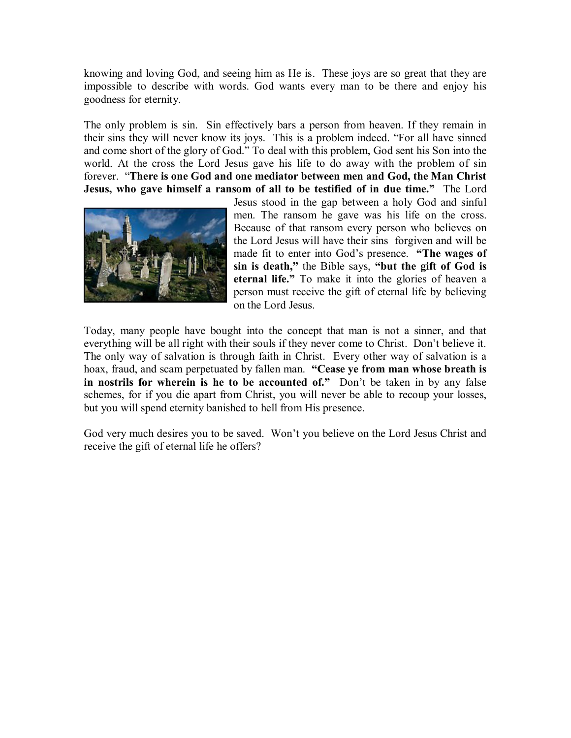knowing and loving God, and seeing him as He is. These joys are so great that they are impossible to describe with words. God wants every man to be there and enjoy his goodness for eternity.

The only problem is sin. Sin effectively bars a person from heaven. If they remain in their sins they will never know its joys. This is a problem indeed. "For all have sinned and come short of the glory of God." To deal with this problem, God sent his Son into the world. At the cross the Lord Jesus gave his life to do away with the problem of sin forever. "**There is one God and one mediator between men and God, the Man Christ Jesus, who gave himself a ransom of all to be testified of in due time."** The Lord Jesus stood in the gap between a holy God and sinful men. The ransom he gave was his life on the cross. Because of that ransom every person who believes on the Lord Jesus will have their sins forgiven and will be made fit to enter into God's presence. **"The wages of sin is death,"** the Bible says, **"but the gift of God is eternal life."** To make it into the glories of heaven a person must receive the gift of eternal life by believing on the Lord Jesus.

Today, many people have bought into the concept that man is not a sinner, and that everything will be all right with their souls if they never come to Christ. Don't believe it. The only way of salvation is through faith in Christ. Every other way of salvation is a hoax, fraud, and scam perpetuated by fallen man. **"Cease ye from man whose breath is in nostrils for wherein is he to be accounted of."** Don't be taken in by any false schemes, for if you die apart from Christ, you will never be able to recoup your losses, but you will spend eternity banished to hell from His presence.

God very much desires you to be saved. Won't you believe on the Lord Jesus Christ and receive the gift of eternal life he offers?